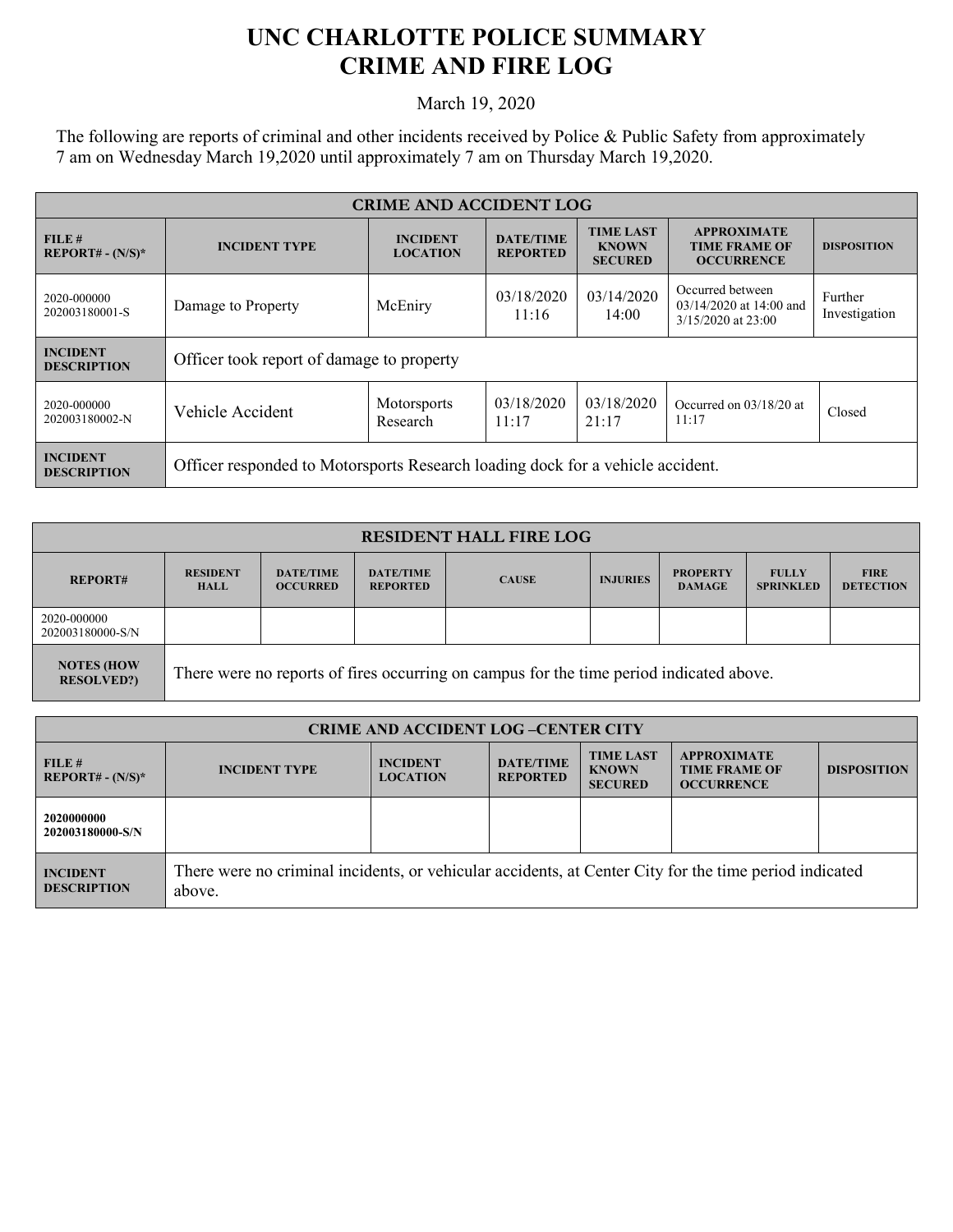# UNC CHARLOTTE POLICE SUMMARY
# CRIME AND FIRE LOG

March 19, 2020

The following are reports of criminal and other incidents received by Police & Public Safety from approximately 7 am on Wednesday March 19,2020 until approximately 7 am on Thursday March 19,2020.

| CRIME AND ACCIDENT LOG | | | | | | |
|---|---|---|---|---|---|---|
| FILE # REPORT# - (N/S)* | INCIDENT TYPE | INCIDENT LOCATION | DATE/TIME REPORTED | TIME LAST KNOWN SECURED | APPROXIMATE TIME FRAME OF OCCURRENCE | DISPOSITION |
| 2020-000000 202003180001-S | Damage to Property | McEniry | 03/18/2020 11:16 | 03/14/2020 14:00 | Occurred between 03/14/2020 at 14:00 and 3/15/2020 at 23:00 | Further Investigation |
| INCIDENT DESCRIPTION | Officer took report of damage to property | | | | | |
| 2020-000000 202003180002-N | Vehicle Accident | Motorsports Research | 03/18/2020 11:17 | 03/18/2020 21:17 | Occurred on 03/18/20 at 11:17 | Closed |
| INCIDENT DESCRIPTION | Officer responded to Motorsports Research loading dock for a vehicle accident. | | | | | |

| RESIDENT HALL FIRE LOG | | | | | | | | |
|---|---|---|---|---|---|---|---|---|
| REPORT# | RESIDENT HALL | DATE/TIME OCCURRED | DATE/TIME REPORTED | CAUSE | INJURIES | PROPERTY DAMAGE | FULLY SPRINKLED | FIRE DETECTION |
| 2020-000000 202003180000-S/N | | | | | | | | |
| NOTES (HOW RESOLVED?) | There were no reports of fires occurring on campus for the time period indicated above. | | | | | | | |

| CRIME AND ACCIDENT LOG –CENTER CITY | | | | | | |
|---|---|---|---|---|---|---|
| FILE # REPORT# - (N/S)* | INCIDENT TYPE | INCIDENT LOCATION | DATE/TIME REPORTED | TIME LAST KNOWN SECURED | APPROXIMATE TIME FRAME OF OCCURRENCE | DISPOSITION |
| 2020000000 202003180000-S/N | | | | | | |
| INCIDENT DESCRIPTION | There were no criminal incidents, or vehicular accidents, at Center City for the time period indicated above. | | | | | |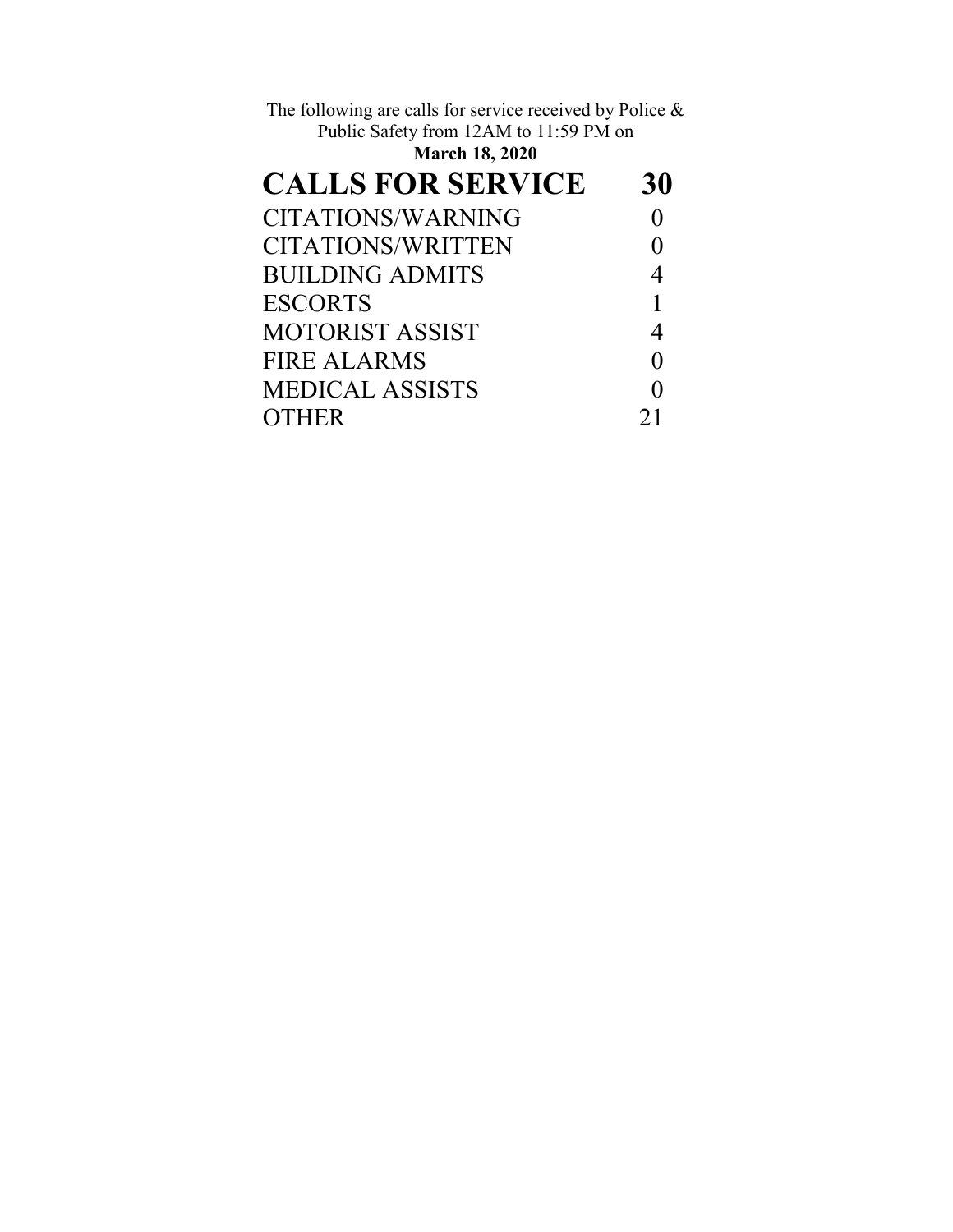The following are calls for service received by Police & Public Safety from 12AM to 11:59 PM on

**March 18, 2020**

| | |
|---|---|
| **CALLS FOR SERVICE** | **30** |
| CITATIONS/WARNING | 0 |
| CITATIONS/WRITTEN | 0 |
| BUILDING ADMITS | 4 |
| ESCORTS | 1 |
| MOTORIST ASSIST | 4 |
| FIRE ALARMS | 0 |
| MEDICAL ASSISTS | 0 |
| OTHER | 21 |